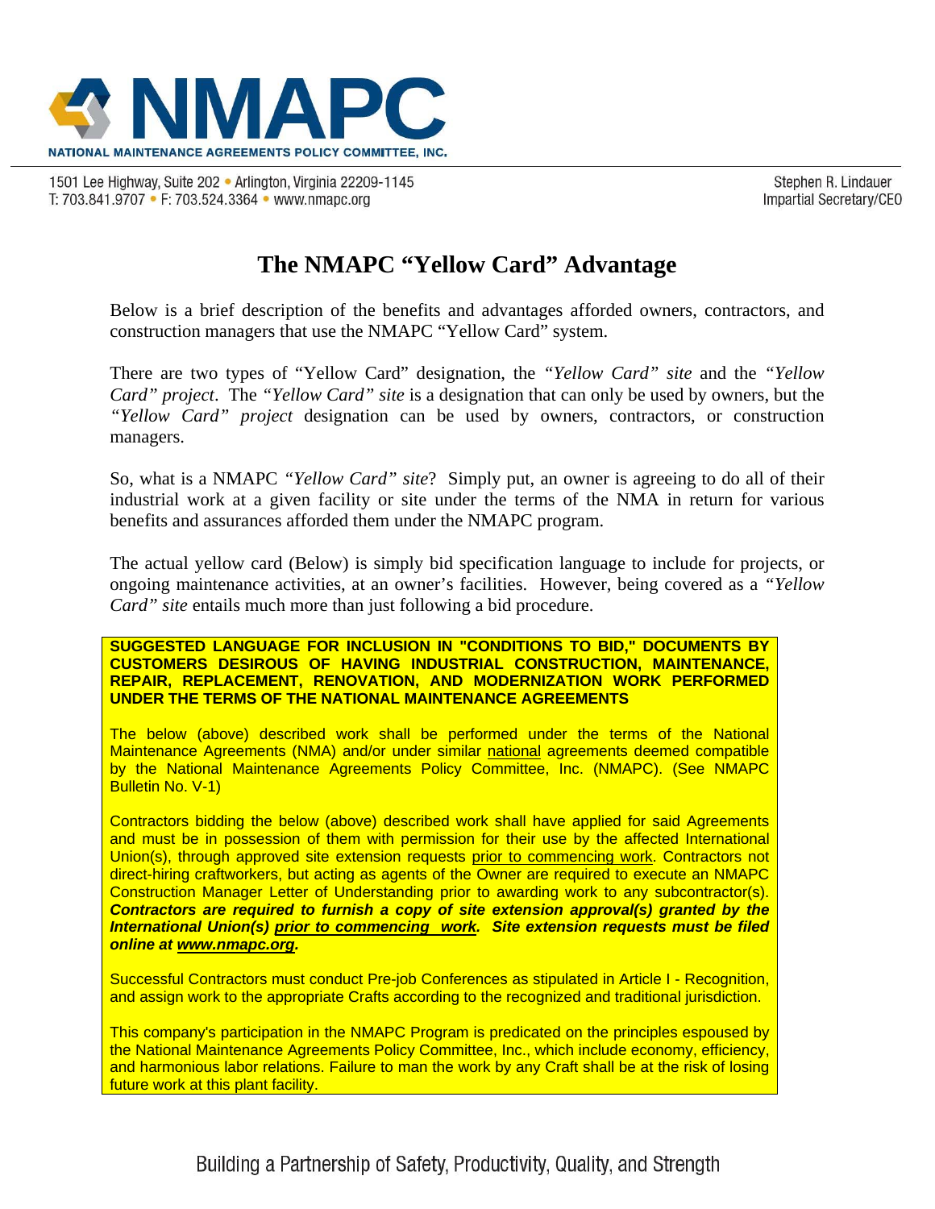# NMAPC

NATIONAL MAINTENANCE AGREEMENTS POLICY COMMITTEE, INC.

1501 Lee Highway, Suite 202 • Arlington, Virginia 22209-1145
T: 703.841.9707 • F: 703.524.3364 • www.nmapc.org

Stephen R. Lindauer
Impartial Secretary/CEO

## The NMAPC "Yellow Card" Advantage

Below is a brief description of the benefits and advantages afforded owners, contractors, and construction managers that use the NMAPC "Yellow Card" system.

There are two types of "Yellow Card" designation, the *"Yellow Card" site* and the *"Yellow Card" project*. The *"Yellow Card" site* is a designation that can only be used by owners, but the *"Yellow Card" project* designation can be used by owners, contractors, or construction managers.

So, what is a NMAPC *"Yellow Card" site*? Simply put, an owner is agreeing to do all of their industrial work at a given facility or site under the terms of the NMA in return for various benefits and assurances afforded them under the NMAPC program.

The actual yellow card (Below) is simply bid specification language to include for projects, or ongoing maintenance activities, at an owner's facilities. However, being covered as a *"Yellow Card" site* entails much more than just following a bid procedure.

**SUGGESTED LANGUAGE FOR INCLUSION IN "CONDITIONS TO BID," DOCUMENTS BY CUSTOMERS DESIROUS OF HAVING INDUSTRIAL CONSTRUCTION, MAINTENANCE, REPAIR, REPLACEMENT, RENOVATION, AND MODERNIZATION WORK PERFORMED UNDER THE TERMS OF THE NATIONAL MAINTENANCE AGREEMENTS**

The below (above) described work shall be performed under the terms of the National Maintenance Agreements (NMA) and/or under similar national agreements deemed compatible by the National Maintenance Agreements Policy Committee, Inc. (NMAPC). (See NMAPC Bulletin No. V-1)

Contractors bidding the below (above) described work shall have applied for said Agreements and must be in possession of them with permission for their use by the affected International Union(s), through approved site extension requests prior to commencing work. Contractors not direct-hiring craftworkers, but acting as agents of the Owner are required to execute an NMAPC Construction Manager Letter of Understanding prior to awarding work to any subcontractor(s). ***Contractors are required to furnish a copy of site extension approval(s) granted by the International Union(s) prior to commencing work. Site extension requests must be filed online at www.nmapc.org.***

Successful Contractors must conduct Pre-job Conferences as stipulated in Article I - Recognition, and assign work to the appropriate Crafts according to the recognized and traditional jurisdiction.

This company's participation in the NMAPC Program is predicated on the principles espoused by the National Maintenance Agreements Policy Committee, Inc., which include economy, efficiency, and harmonious labor relations. Failure to man the work by any Craft shall be at the risk of losing future work at this plant facility.

Building a Partnership of Safety, Productivity, Quality, and Strength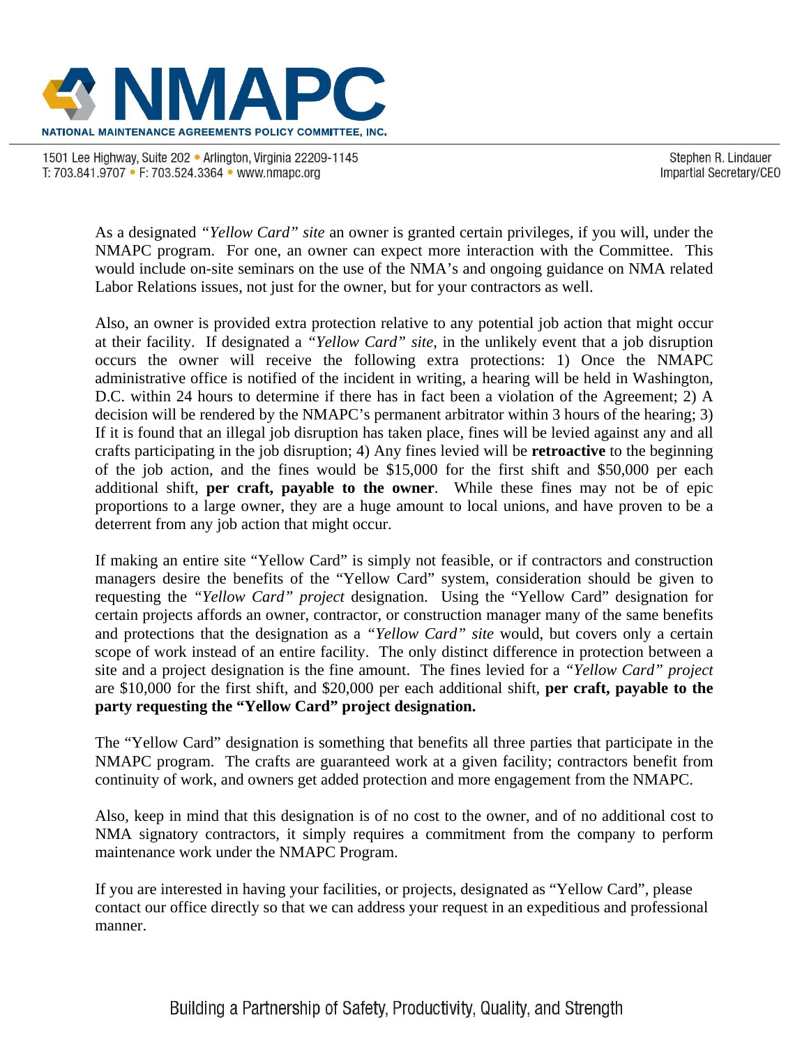# NMAPC

NATIONAL MAINTENANCE AGREEMENTS POLICY COMMITTEE, INC.

1501 Lee Highway, Suite 202 • Arlington, Virginia 22209-1145
T: 703.841.9707 • F: 703.524.3364 • www.nmapc.org

Stephen R. Lindauer
Impartial Secretary/CEO

As a designated *"Yellow Card" site* an owner is granted certain privileges, if you will, under the NMAPC program. For one, an owner can expect more interaction with the Committee. This would include on-site seminars on the use of the NMA's and ongoing guidance on NMA related Labor Relations issues, not just for the owner, but for your contractors as well.

Also, an owner is provided extra protection relative to any potential job action that might occur at their facility. If designated a *"Yellow Card" site*, in the unlikely event that a job disruption occurs the owner will receive the following extra protections: 1) Once the NMAPC administrative office is notified of the incident in writing, a hearing will be held in Washington, D.C. within 24 hours to determine if there has in fact been a violation of the Agreement; 2) A decision will be rendered by the NMAPC's permanent arbitrator within 3 hours of the hearing; 3) If it is found that an illegal job disruption has taken place, fines will be levied against any and all crafts participating in the job disruption; 4) Any fines levied will be **retroactive** to the beginning of the job action, and the fines would be $15,000 for the first shift and $50,000 per each additional shift, **per craft, payable to the owner**. While these fines may not be of epic proportions to a large owner, they are a huge amount to local unions, and have proven to be a deterrent from any job action that might occur.

If making an entire site "Yellow Card" is simply not feasible, or if contractors and construction managers desire the benefits of the "Yellow Card" system, consideration should be given to requesting the *"Yellow Card" project* designation. Using the "Yellow Card" designation for certain projects affords an owner, contractor, or construction manager many of the same benefits and protections that the designation as a *"Yellow Card" site* would, but covers only a certain scope of work instead of an entire facility. The only distinct difference in protection between a site and a project designation is the fine amount. The fines levied for a *"Yellow Card" project* are $10,000 for the first shift, and $20,000 per each additional shift, **per craft, payable to the party requesting the "Yellow Card" project designation.**

The "Yellow Card" designation is something that benefits all three parties that participate in the NMAPC program. The crafts are guaranteed work at a given facility; contractors benefit from continuity of work, and owners get added protection and more engagement from the NMAPC.

Also, keep in mind that this designation is of no cost to the owner, and of no additional cost to NMA signatory contractors, it simply requires a commitment from the company to perform maintenance work under the NMAPC Program.

If you are interested in having your facilities, or projects, designated as "Yellow Card", please contact our office directly so that we can address your request in an expeditious and professional manner.

Building a Partnership of Safety, Productivity, Quality, and Strength